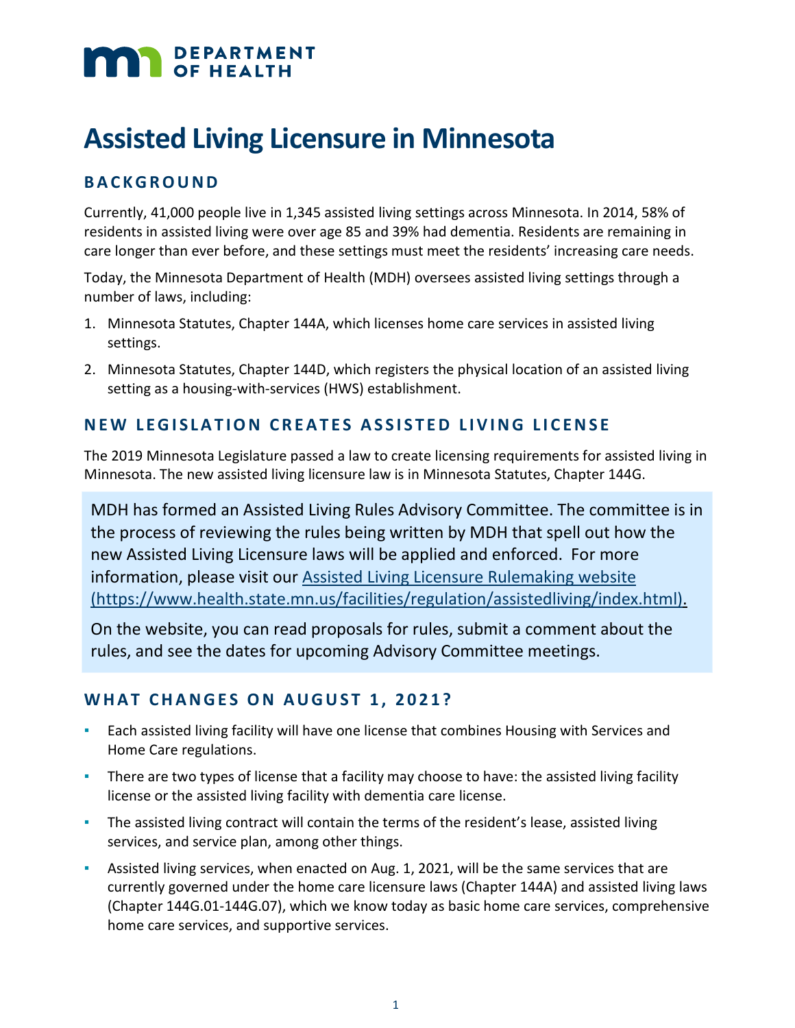DEPARTMENT OF HEALTH

# Assisted Living Licensure in Minnesota

## BACKGROUND

Currently, 41,000 people live in 1,345 assisted living settings across Minnesota. In 2014, 58% of residents in assisted living were over age 85 and 39% had dementia. Residents are remaining in care longer than ever before, and these settings must meet the residents' increasing care needs.

Today, the Minnesota Department of Health (MDH) oversees assisted living settings through a number of laws, including:

1. Minnesota Statutes, Chapter 144A, which licenses home care services in assisted living settings.
2. Minnesota Statutes, Chapter 144D, which registers the physical location of an assisted living setting as a housing-with-services (HWS) establishment.

## NEW LEGISLATION CREATES ASSISTED LIVING LICENSE

The 2019 Minnesota Legislature passed a law to create licensing requirements for assisted living in Minnesota. The new assisted living licensure law is in Minnesota Statutes, Chapter 144G.

MDH has formed an Assisted Living Rules Advisory Committee. The committee is in the process of reviewing the rules being written by MDH that spell out how the new Assisted Living Licensure laws will be applied and enforced. For more information, please visit our [Assisted Living Licensure Rulemaking website (https://www.health.state.mn.us/facilities/regulation/assistedliving/index.html)](https://www.health.state.mn.us/facilities/regulation/assistedliving/index.html).

On the website, you can read proposals for rules, submit a comment about the rules, and see the dates for upcoming Advisory Committee meetings.

## WHAT CHANGES ON AUGUST 1, 2021?

- Each assisted living facility will have one license that combines Housing with Services and Home Care regulations.
- There are two types of license that a facility may choose to have: the assisted living facility license or the assisted living facility with dementia care license.
- The assisted living contract will contain the terms of the resident's lease, assisted living services, and service plan, among other things.
- Assisted living services, when enacted on Aug. 1, 2021, will be the same services that are currently governed under the home care licensure laws (Chapter 144A) and assisted living laws (Chapter 144G.01-144G.07), which we know today as basic home care services, comprehensive home care services, and supportive services.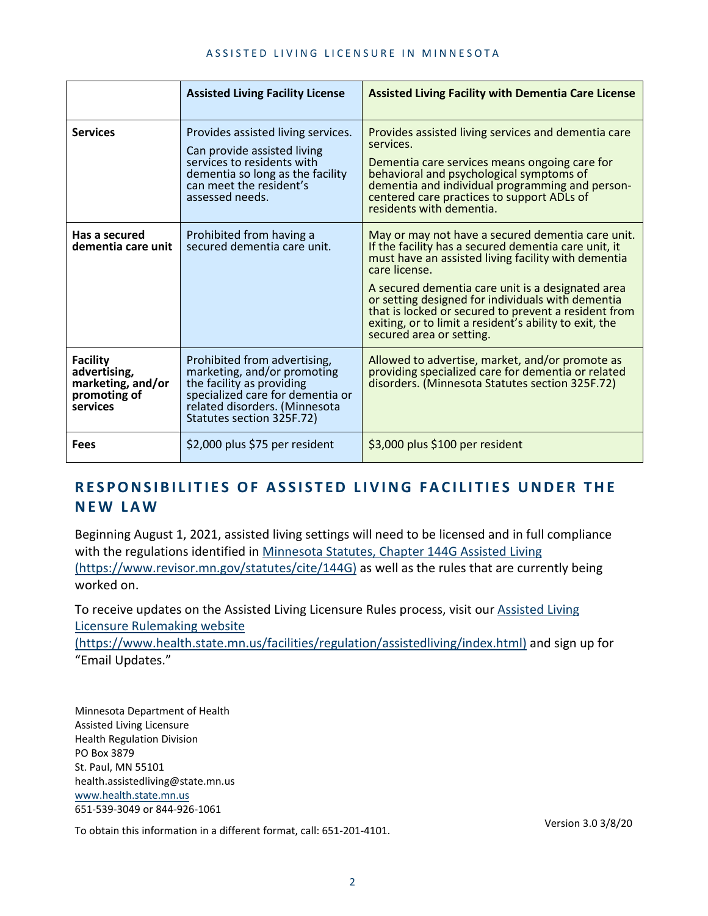| | Assisted Living Facility License | Assisted Living Facility with Dementia Care License |
|---|---|---|
| **Services** | Provides assisted living services. Can provide assisted living services to residents with dementia so long as the facility can meet the resident's assessed needs. | Provides assisted living services and dementia care services. Dementia care services means ongoing care for behavioral and psychological symptoms of dementia and individual programming and person-centered care practices to support ADLs of residents with dementia. |
| **Has a secured dementia care unit** | Prohibited from having a secured dementia care unit. | May or may not have a secured dementia care unit. If the facility has a secured dementia care unit, it must have an assisted living facility with dementia care license. A secured dementia care unit is a designated area or setting designed for individuals with dementia that is locked or secured to prevent a resident from exiting, or to limit a resident's ability to exit, the secured area or setting. |
| **Facility advertising, marketing, and/or promoting of services** | Prohibited from advertising, marketing, and/or promoting the facility as providing specialized care for dementia or related disorders. (Minnesota Statutes section 325F.72) | Allowed to advertise, market, and/or promote as providing specialized care for dementia or related disorders. (Minnesota Statutes section 325F.72) |
| **Fees** | $2,000 plus $75 per resident | $3,000 plus $100 per resident |

## RESPONSIBILITIES OF ASSISTED LIVING FACILITIES UNDER THE NEW LAW

Beginning August 1, 2021, assisted living settings will need to be licensed and in full compliance with the regulations identified in [Minnesota Statutes, Chapter 144G Assisted Living (https://www.revisor.mn.gov/statutes/cite/144G)](https://www.revisor.mn.gov/statutes/cite/144G) as well as the rules that are currently being worked on.

To receive updates on the Assisted Living Licensure Rules process, visit our [Assisted Living Licensure Rulemaking website (https://www.health.state.mn.us/facilities/regulation/assistedliving/index.html)](https://www.health.state.mn.us/facilities/regulation/assistedliving/index.html) and sign up for "Email Updates."

Minnesota Department of Health
Assisted Living Licensure
Health Regulation Division
PO Box 3879
St. Paul, MN 55101
health.assistedliving@state.mn.us
[www.health.state.mn.us](http://www.health.state.mn.us)
651-539-3049 or 844-926-1061

To obtain this information in a different format, call: 651-201-4101.

Version 3.0 3/8/20